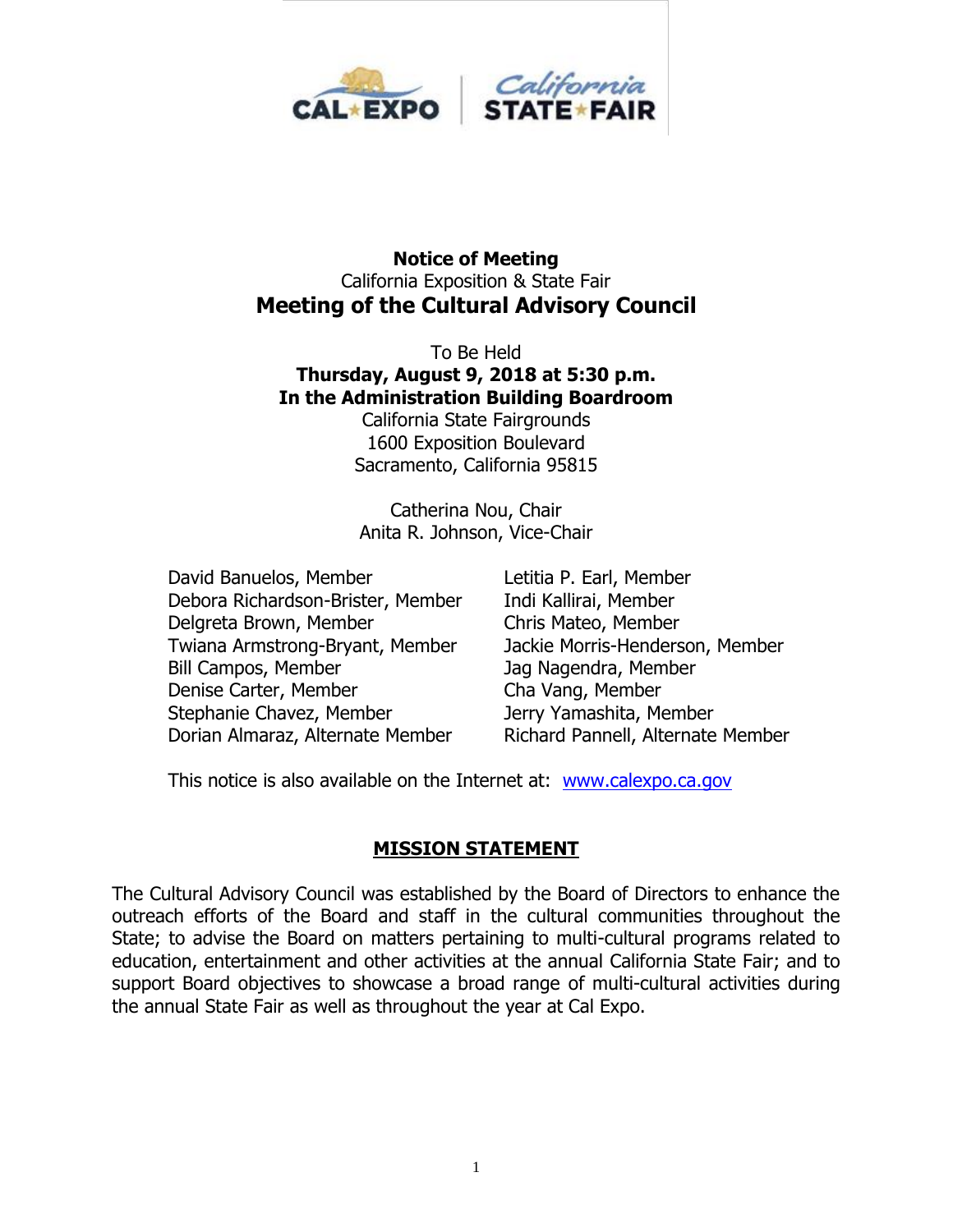# Notice of Meeting

California Exposition & State Fair

## Meeting of the Cultural Advisory Council

To Be Held

**Thursday, August 9, 2018 at 5:30 p.m.**
**In the Administration Building Boardroom**

California State Fairgrounds
1600 Exposition Boulevard
Sacramento, California 95815

Catherina Nou, Chair
Anita R. Johnson, Vice-Chair

David Banuelos, Member
Debora Richardson-Brister, Member
Delgreta Brown, Member
Twiana Armstrong-Bryant, Member
Bill Campos, Member
Denise Carter, Member
Stephanie Chavez, Member
Dorian Almaraz, Alternate Member
Letitia P. Earl, Member
Indi Kallirai, Member
Chris Mateo, Member
Jackie Morris-Henderson, Member
Jag Nagendra, Member
Cha Vang, Member
Jerry Yamashita, Member
Richard Pannell, Alternate Member

This notice is also available on the Internet at: [www.calexpo.ca.gov](http://www.calexpo.ca.gov)

## MISSION STATEMENT

The Cultural Advisory Council was established by the Board of Directors to enhance the outreach efforts of the Board and staff in the cultural communities throughout the State; to advise the Board on matters pertaining to multi-cultural programs related to education, entertainment and other activities at the annual California State Fair; and to support Board objectives to showcase a broad range of multi-cultural activities during the annual State Fair as well as throughout the year at Cal Expo.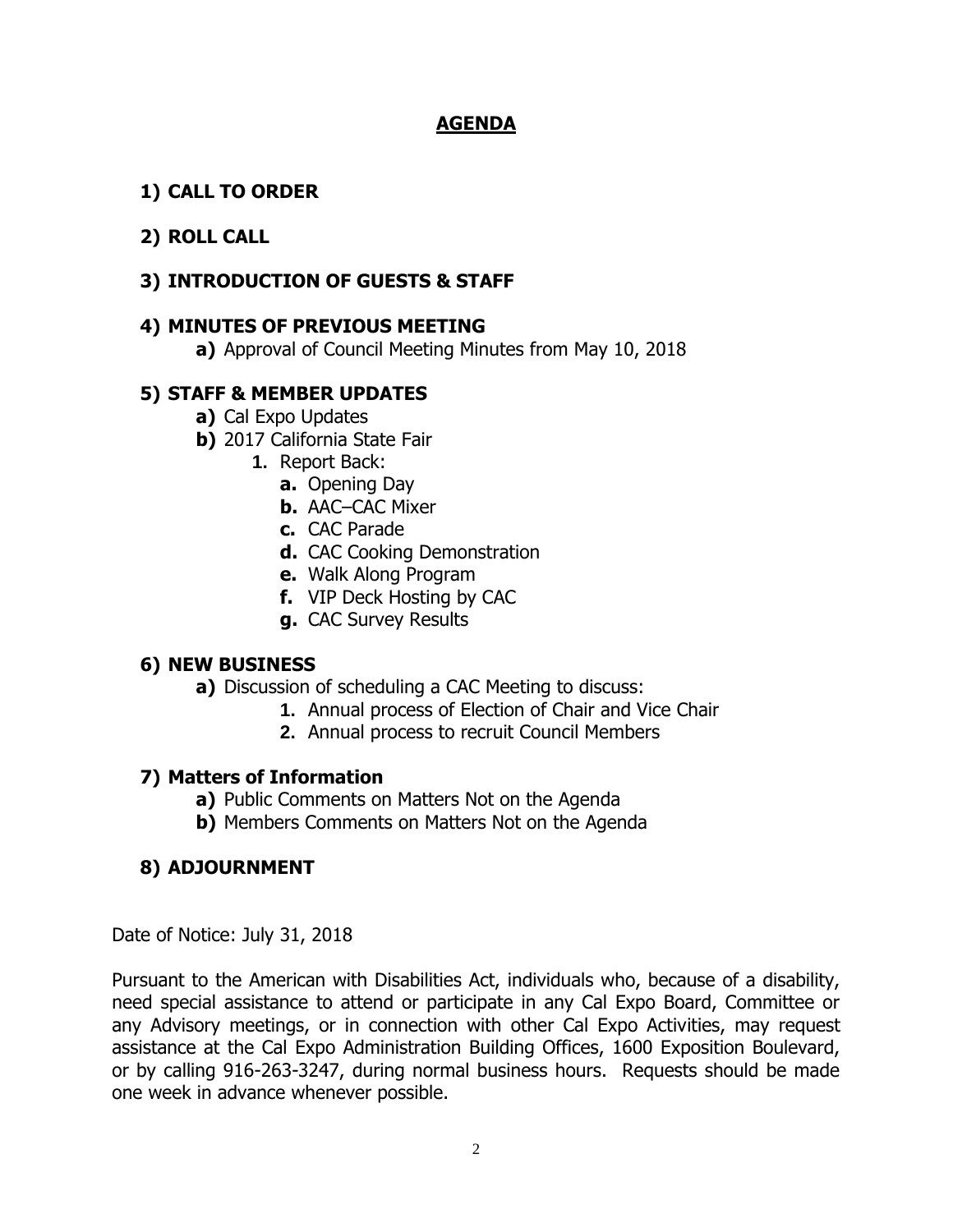# AGENDA

**1) CALL TO ORDER**

**2) ROLL CALL**

**3) INTRODUCTION OF GUESTS & STAFF**

**4) MINUTES OF PREVIOUS MEETING**

- **a)** Approval of Council Meeting Minutes from May 10, 2018

**5) STAFF & MEMBER UPDATES**

- **a)** Cal Expo Updates
- **b)** 2017 California State Fair
  1. Report Back:
     - **a.** Opening Day
     - **b.** AAC–CAC Mixer
     - **c.** CAC Parade
     - **d.** CAC Cooking Demonstration
     - **e.** Walk Along Program
     - **f.** VIP Deck Hosting by CAC
     - **g.** CAC Survey Results

**6) NEW BUSINESS**

- **a)** Discussion of scheduling a CAC Meeting to discuss:
  1. Annual process of Election of Chair and Vice Chair
  2. Annual process to recruit Council Members

**7) Matters of Information**

- **a)** Public Comments on Matters Not on the Agenda
- **b)** Members Comments on Matters Not on the Agenda

**8) ADJOURNMENT**

Date of Notice: July 31, 2018

Pursuant to the American with Disabilities Act, individuals who, because of a disability, need special assistance to attend or participate in any Cal Expo Board, Committee or any Advisory meetings, or in connection with other Cal Expo Activities, may request assistance at the Cal Expo Administration Building Offices, 1600 Exposition Boulevard, or by calling 916-263-3247, during normal business hours. Requests should be made one week in advance whenever possible.